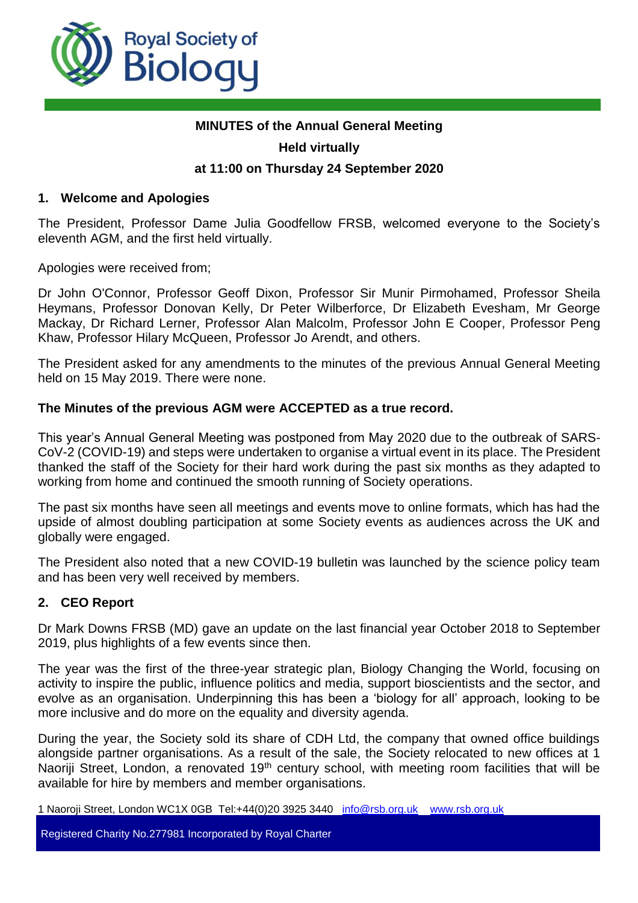**MINUTES of the Annual General Meeting**

**Held virtually**

**at 11:00 on Thursday 24 September 2020**

## 1. Welcome and Apologies

The President, Professor Dame Julia Goodfellow FRSB, welcomed everyone to the Society's eleventh AGM, and the first held virtually.

Apologies were received from;

Dr John O'Connor, Professor Geoff Dixon, Professor Sir Munir Pirmohamed, Professor Sheila Heymans, Professor Donovan Kelly, Dr Peter Wilberforce, Dr Elizabeth Evesham, Mr George Mackay, Dr Richard Lerner, Professor Alan Malcolm, Professor John E Cooper, Professor Peng Khaw, Professor Hilary McQueen, Professor Jo Arendt, and others.

The President asked for any amendments to the minutes of the previous Annual General Meeting held on 15 May 2019. There were none.

**The Minutes of the previous AGM were ACCEPTED as a true record.**

This year's Annual General Meeting was postponed from May 2020 due to the outbreak of SARS-CoV-2 (COVID-19) and steps were undertaken to organise a virtual event in its place. The President thanked the staff of the Society for their hard work during the past six months as they adapted to working from home and continued the smooth running of Society operations.

The past six months have seen all meetings and events move to online formats, which has had the upside of almost doubling participation at some Society events as audiences across the UK and globally were engaged.

The President also noted that a new COVID-19 bulletin was launched by the science policy team and has been very well received by members.

## 2. CEO Report

Dr Mark Downs FRSB (MD) gave an update on the last financial year October 2018 to September 2019, plus highlights of a few events since then.

The year was the first of the three-year strategic plan, Biology Changing the World, focusing on activity to inspire the public, influence politics and media, support bioscientists and the sector, and evolve as an organisation. Underpinning this has been a 'biology for all' approach, looking to be more inclusive and do more on the equality and diversity agenda.

During the year, the Society sold its share of CDH Ltd, the company that owned office buildings alongside partner organisations. As a result of the sale, the Society relocated to new offices at 1 Naoriji Street, London, a renovated 19th century school, with meeting room facilities that will be available for hire by members and member organisations.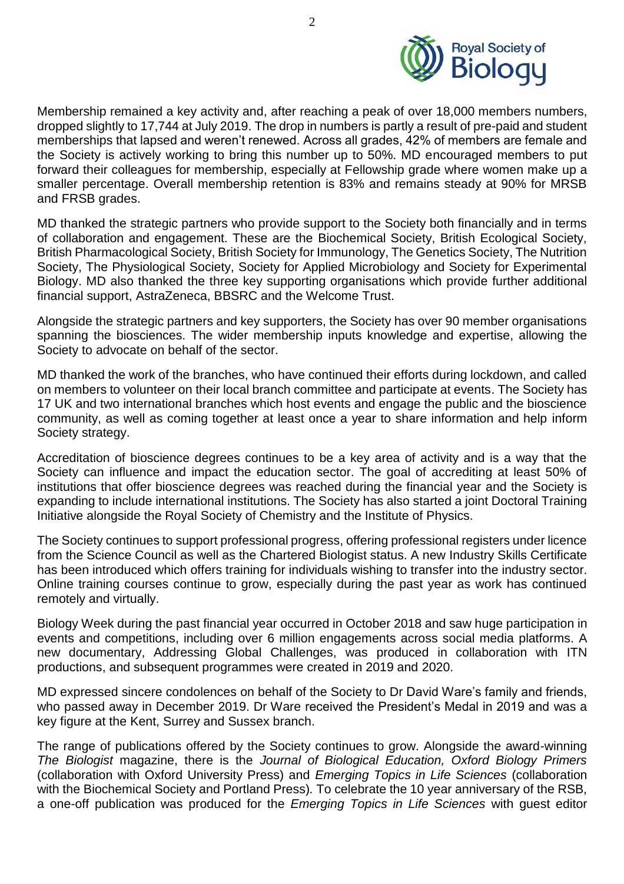Membership remained a key activity and, after reaching a peak of over 18,000 members numbers, dropped slightly to 17,744 at July 2019. The drop in numbers is partly a result of pre-paid and student memberships that lapsed and weren't renewed. Across all grades, 42% of members are female and the Society is actively working to bring this number up to 50%. MD encouraged members to put forward their colleagues for membership, especially at Fellowship grade where women make up a smaller percentage. Overall membership retention is 83% and remains steady at 90% for MRSB and FRSB grades.

MD thanked the strategic partners who provide support to the Society both financially and in terms of collaboration and engagement. These are the Biochemical Society, British Ecological Society, British Pharmacological Society, British Society for Immunology, The Genetics Society, The Nutrition Society, The Physiological Society, Society for Applied Microbiology and Society for Experimental Biology. MD also thanked the three key supporting organisations which provide further additional financial support, AstraZeneca, BBSRC and the Welcome Trust.

Alongside the strategic partners and key supporters, the Society has over 90 member organisations spanning the biosciences. The wider membership inputs knowledge and expertise, allowing the Society to advocate on behalf of the sector.

MD thanked the work of the branches, who have continued their efforts during lockdown, and called on members to volunteer on their local branch committee and participate at events. The Society has 17 UK and two international branches which host events and engage the public and the bioscience community, as well as coming together at least once a year to share information and help inform Society strategy.

Accreditation of bioscience degrees continues to be a key area of activity and is a way that the Society can influence and impact the education sector. The goal of accrediting at least 50% of institutions that offer bioscience degrees was reached during the financial year and the Society is expanding to include international institutions. The Society has also started a joint Doctoral Training Initiative alongside the Royal Society of Chemistry and the Institute of Physics.

The Society continues to support professional progress, offering professional registers under licence from the Science Council as well as the Chartered Biologist status. A new Industry Skills Certificate has been introduced which offers training for individuals wishing to transfer into the industry sector. Online training courses continue to grow, especially during the past year as work has continued remotely and virtually.

Biology Week during the past financial year occurred in October 2018 and saw huge participation in events and competitions, including over 6 million engagements across social media platforms. A new documentary, Addressing Global Challenges, was produced in collaboration with ITN productions, and subsequent programmes were created in 2019 and 2020.

MD expressed sincere condolences on behalf of the Society to Dr David Ware's family and friends, who passed away in December 2019. Dr Ware received the President's Medal in 2019 and was a key figure at the Kent, Surrey and Sussex branch.

The range of publications offered by the Society continues to grow. Alongside the award-winning *The Biologist* magazine, there is the *Journal of Biological Education, Oxford Biology Primers* (collaboration with Oxford University Press) and *Emerging Topics in Life Sciences* (collaboration with the Biochemical Society and Portland Press). To celebrate the 10 year anniversary of the RSB, a one-off publication was produced for the *Emerging Topics in Life Sciences* with guest editor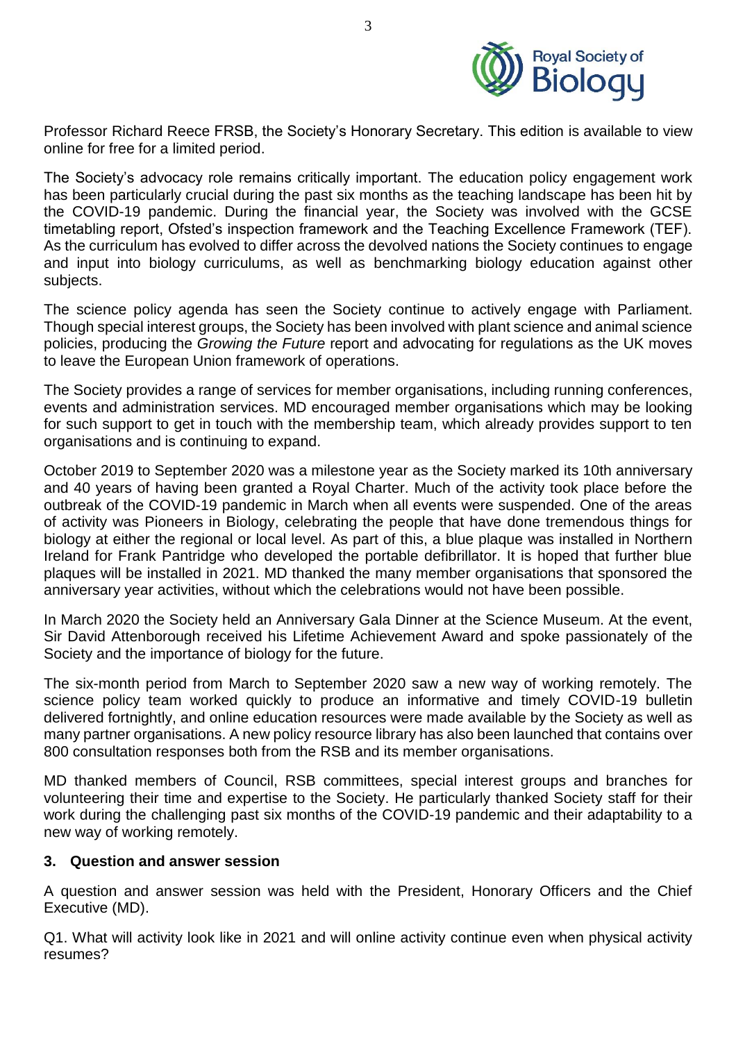Professor Richard Reece FRSB, the Society's Honorary Secretary. This edition is available to view online for free for a limited period.

The Society's advocacy role remains critically important. The education policy engagement work has been particularly crucial during the past six months as the teaching landscape has been hit by the COVID-19 pandemic. During the financial year, the Society was involved with the GCSE timetabling report, Ofsted's inspection framework and the Teaching Excellence Framework (TEF). As the curriculum has evolved to differ across the devolved nations the Society continues to engage and input into biology curriculums, as well as benchmarking biology education against other subjects.

The science policy agenda has seen the Society continue to actively engage with Parliament. Though special interest groups, the Society has been involved with plant science and animal science policies, producing the *Growing the Future* report and advocating for regulations as the UK moves to leave the European Union framework of operations.

The Society provides a range of services for member organisations, including running conferences, events and administration services. MD encouraged member organisations which may be looking for such support to get in touch with the membership team, which already provides support to ten organisations and is continuing to expand.

October 2019 to September 2020 was a milestone year as the Society marked its 10th anniversary and 40 years of having been granted a Royal Charter. Much of the activity took place before the outbreak of the COVID-19 pandemic in March when all events were suspended. One of the areas of activity was Pioneers in Biology, celebrating the people that have done tremendous things for biology at either the regional or local level. As part of this, a blue plaque was installed in Northern Ireland for Frank Pantridge who developed the portable defibrillator. It is hoped that further blue plaques will be installed in 2021. MD thanked the many member organisations that sponsored the anniversary year activities, without which the celebrations would not have been possible.

In March 2020 the Society held an Anniversary Gala Dinner at the Science Museum. At the event, Sir David Attenborough received his Lifetime Achievement Award and spoke passionately of the Society and the importance of biology for the future.

The six-month period from March to September 2020 saw a new way of working remotely. The science policy team worked quickly to produce an informative and timely COVID-19 bulletin delivered fortnightly, and online education resources were made available by the Society as well as many partner organisations. A new policy resource library has also been launched that contains over 800 consultation responses both from the RSB and its member organisations.

MD thanked members of Council, RSB committees, special interest groups and branches for volunteering their time and expertise to the Society. He particularly thanked Society staff for their work during the challenging past six months of the COVID-19 pandemic and their adaptability to a new way of working remotely.

## 3. Question and answer session

A question and answer session was held with the President, Honorary Officers and the Chief Executive (MD).

Q1. What will activity look like in 2021 and will online activity continue even when physical activity resumes?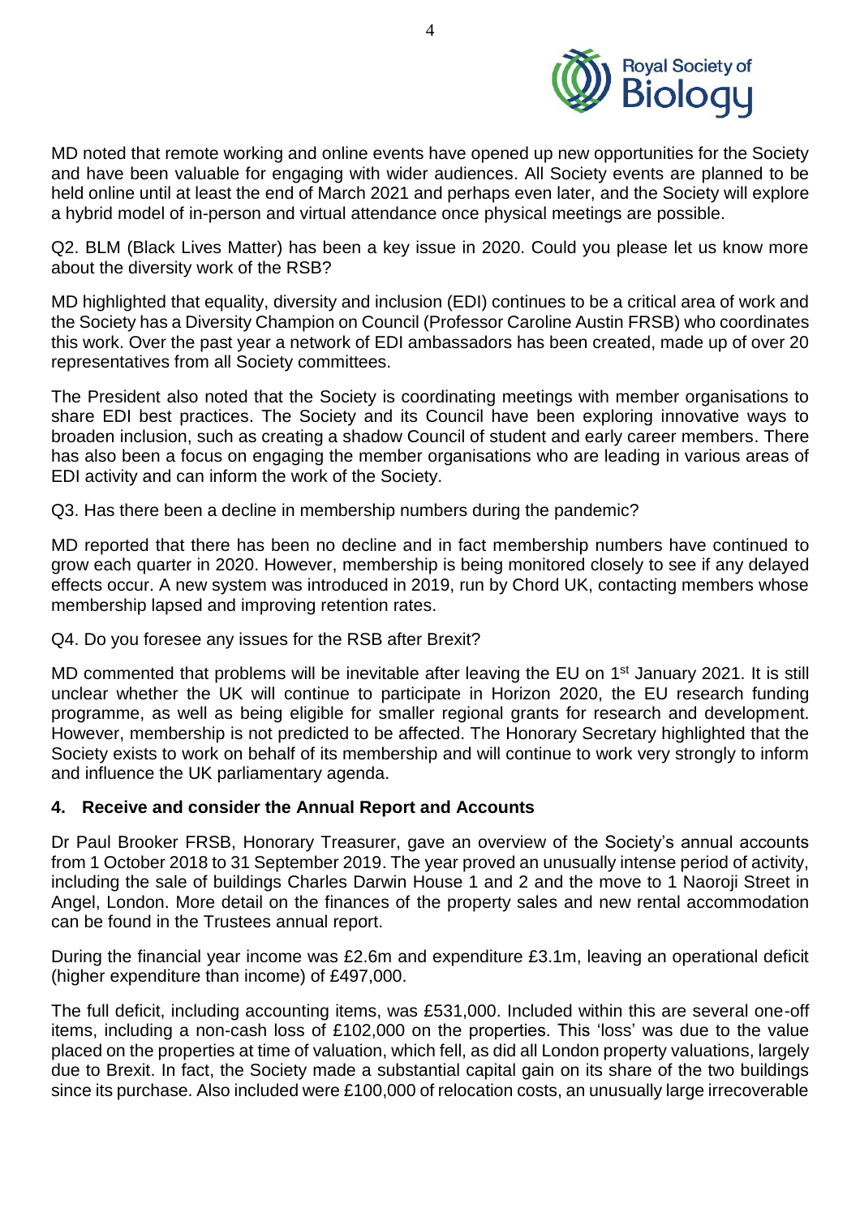MD noted that remote working and online events have opened up new opportunities for the Society and have been valuable for engaging with wider audiences. All Society events are planned to be held online until at least the end of March 2021 and perhaps even later, and the Society will explore a hybrid model of in-person and virtual attendance once physical meetings are possible.

Q2. BLM (Black Lives Matter) has been a key issue in 2020. Could you please let us know more about the diversity work of the RSB?

MD highlighted that equality, diversity and inclusion (EDI) continues to be a critical area of work and the Society has a Diversity Champion on Council (Professor Caroline Austin FRSB) who coordinates this work. Over the past year a network of EDI ambassadors has been created, made up of over 20 representatives from all Society committees.

The President also noted that the Society is coordinating meetings with member organisations to share EDI best practices. The Society and its Council have been exploring innovative ways to broaden inclusion, such as creating a shadow Council of student and early career members. There has also been a focus on engaging the member organisations who are leading in various areas of EDI activity and can inform the work of the Society.

Q3. Has there been a decline in membership numbers during the pandemic?

MD reported that there has been no decline and in fact membership numbers have continued to grow each quarter in 2020. However, membership is being monitored closely to see if any delayed effects occur. A new system was introduced in 2019, run by Chord UK, contacting members whose membership lapsed and improving retention rates.

Q4. Do you foresee any issues for the RSB after Brexit?

MD commented that problems will be inevitable after leaving the EU on 1st January 2021. It is still unclear whether the UK will continue to participate in Horizon 2020, the EU research funding programme, as well as being eligible for smaller regional grants for research and development. However, membership is not predicted to be affected. The Honorary Secretary highlighted that the Society exists to work on behalf of its membership and will continue to work very strongly to inform and influence the UK parliamentary agenda.

## 4. Receive and consider the Annual Report and Accounts

Dr Paul Brooker FRSB, Honorary Treasurer, gave an overview of the Society's annual accounts from 1 October 2018 to 31 September 2019. The year proved an unusually intense period of activity, including the sale of buildings Charles Darwin House 1 and 2 and the move to 1 Naoroji Street in Angel, London. More detail on the finances of the property sales and new rental accommodation can be found in the Trustees annual report.

During the financial year income was £2.6m and expenditure £3.1m, leaving an operational deficit (higher expenditure than income) of £497,000.

The full deficit, including accounting items, was £531,000. Included within this are several one-off items, including a non-cash loss of £102,000 on the properties. This 'loss' was due to the value placed on the properties at time of valuation, which fell, as did all London property valuations, largely due to Brexit. In fact, the Society made a substantial capital gain on its share of the two buildings since its purchase. Also included were £100,000 of relocation costs, an unusually large irrecoverable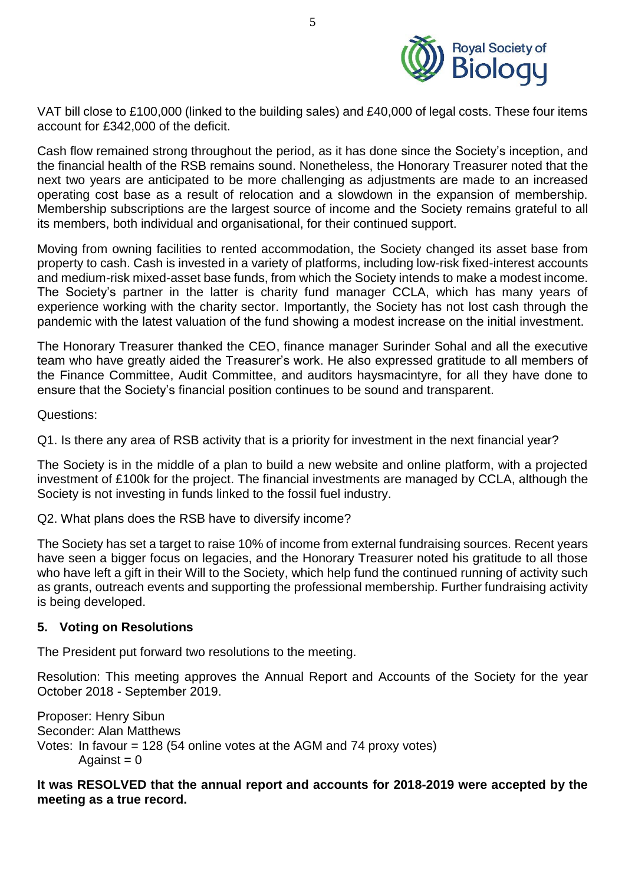VAT bill close to £100,000 (linked to the building sales) and £40,000 of legal costs. These four items account for £342,000 of the deficit.

Cash flow remained strong throughout the period, as it has done since the Society's inception, and the financial health of the RSB remains sound. Nonetheless, the Honorary Treasurer noted that the next two years are anticipated to be more challenging as adjustments are made to an increased operating cost base as a result of relocation and a slowdown in the expansion of membership. Membership subscriptions are the largest source of income and the Society remains grateful to all its members, both individual and organisational, for their continued support.

Moving from owning facilities to rented accommodation, the Society changed its asset base from property to cash. Cash is invested in a variety of platforms, including low-risk fixed-interest accounts and medium-risk mixed-asset base funds, from which the Society intends to make a modest income. The Society's partner in the latter is charity fund manager CCLA, which has many years of experience working with the charity sector. Importantly, the Society has not lost cash through the pandemic with the latest valuation of the fund showing a modest increase on the initial investment.

The Honorary Treasurer thanked the CEO, finance manager Surinder Sohal and all the executive team who have greatly aided the Treasurer's work. He also expressed gratitude to all members of the Finance Committee, Audit Committee, and auditors haysmacintyre, for all they have done to ensure that the Society's financial position continues to be sound and transparent.

Questions:

Q1. Is there any area of RSB activity that is a priority for investment in the next financial year?

The Society is in the middle of a plan to build a new website and online platform, with a projected investment of £100k for the project. The financial investments are managed by CCLA, although the Society is not investing in funds linked to the fossil fuel industry.

Q2. What plans does the RSB have to diversify income?

The Society has set a target to raise 10% of income from external fundraising sources. Recent years have seen a bigger focus on legacies, and the Honorary Treasurer noted his gratitude to all those who have left a gift in their Will to the Society, which help fund the continued running of activity such as grants, outreach events and supporting the professional membership. Further fundraising activity is being developed.

## 5. Voting on Resolutions

The President put forward two resolutions to the meeting.

Resolution: This meeting approves the Annual Report and Accounts of the Society for the year October 2018 - September 2019.

Proposer: Henry Sibun
Seconder: Alan Matthews
Votes: In favour = 128 (54 online votes at the AGM and 74 proxy votes)
Against = 0

**It was RESOLVED that the annual report and accounts for 2018-2019 were accepted by the meeting as a true record.**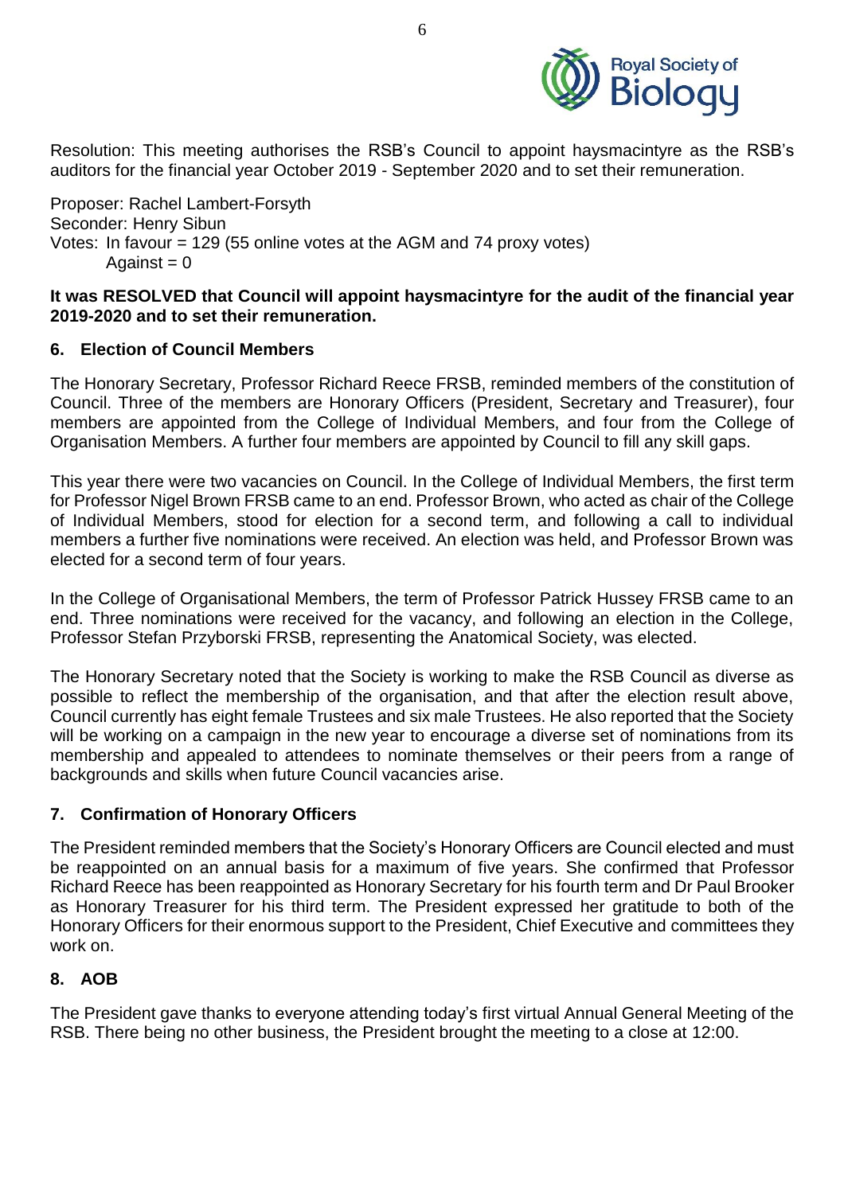Resolution: This meeting authorises the RSB's Council to appoint haysmacintyre as the RSB's auditors for the financial year October 2019 - September 2020 and to set their remuneration.

Proposer: Rachel Lambert-Forsyth
Seconder: Henry Sibun
Votes: In favour = 129 (55 online votes at the AGM and 74 proxy votes)
Against = 0

**It was RESOLVED that Council will appoint haysmacintyre for the audit of the financial year 2019-2020 and to set their remuneration.**

## 6. Election of Council Members

The Honorary Secretary, Professor Richard Reece FRSB, reminded members of the constitution of Council. Three of the members are Honorary Officers (President, Secretary and Treasurer), four members are appointed from the College of Individual Members, and four from the College of Organisation Members. A further four members are appointed by Council to fill any skill gaps.

This year there were two vacancies on Council. In the College of Individual Members, the first term for Professor Nigel Brown FRSB came to an end. Professor Brown, who acted as chair of the College of Individual Members, stood for election for a second term, and following a call to individual members a further five nominations were received. An election was held, and Professor Brown was elected for a second term of four years.

In the College of Organisational Members, the term of Professor Patrick Hussey FRSB came to an end. Three nominations were received for the vacancy, and following an election in the College, Professor Stefan Przyborski FRSB, representing the Anatomical Society, was elected.

The Honorary Secretary noted that the Society is working to make the RSB Council as diverse as possible to reflect the membership of the organisation, and that after the election result above, Council currently has eight female Trustees and six male Trustees. He also reported that the Society will be working on a campaign in the new year to encourage a diverse set of nominations from its membership and appealed to attendees to nominate themselves or their peers from a range of backgrounds and skills when future Council vacancies arise.

## 7. Confirmation of Honorary Officers

The President reminded members that the Society's Honorary Officers are Council elected and must be reappointed on an annual basis for a maximum of five years. She confirmed that Professor Richard Reece has been reappointed as Honorary Secretary for his fourth term and Dr Paul Brooker as Honorary Treasurer for his third term. The President expressed her gratitude to both of the Honorary Officers for their enormous support to the President, Chief Executive and committees they work on.

## 8. AOB

The President gave thanks to everyone attending today's first virtual Annual General Meeting of the RSB. There being no other business, the President brought the meeting to a close at 12:00.